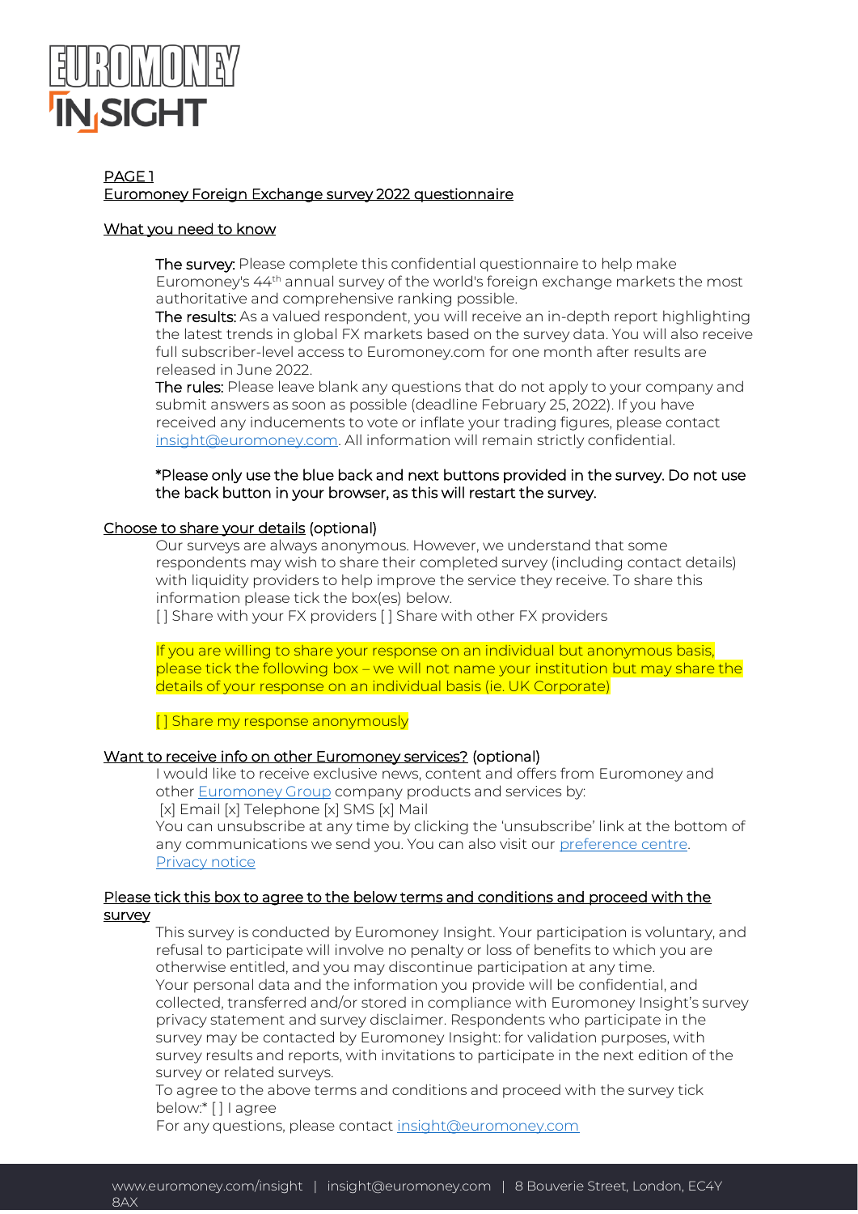PAGE 1

Euromoney Foreign Exchange survey 2022 questionnaire

What you need to know

**The survey:** Please complete this confidential questionnaire to help make Euromoney's 44th annual survey of the world's foreign exchange markets the most authoritative and comprehensive ranking possible.

**The results:** As a valued respondent, you will receive an in-depth report highlighting the latest trends in global FX markets based on the survey data. You will also receive full subscriber-level access to Euromoney.com for one month after results are released in June 2022.

**The rules:** Please leave blank any questions that do not apply to your company and submit answers as soon as possible (deadline February 25, 2022). If you have received any inducements to vote or inflate your trading figures, please contact insight@euromoney.com. All information will remain strictly confidential.

*Please only use the blue back and next buttons provided in the survey. Do not use the back button in your browser, as this will restart the survey.

Choose to share your details (optional)

Our surveys are always anonymous. However, we understand that some respondents may wish to share their completed survey (including contact details) with liquidity providers to help improve the service they receive. To share this information please tick the box(es) below.

[ ] Share with your FX providers [ ] Share with other FX providers

If you are willing to share your response on an individual but anonymous basis, please tick the following box – we will not name your institution but may share the details of your response on an individual basis (ie. UK Corporate)

[ ] Share my response anonymously

Want to receive info on other Euromoney services? (optional)

I would like to receive exclusive news, content and offers from Euromoney and other Euromoney Group company products and services by:

[x] Email [x] Telephone [x] SMS [x] Mail

You can unsubscribe at any time by clicking the 'unsubscribe' link at the bottom of any communications we send you. You can also visit our preference centre.

Privacy notice

Please tick this box to agree to the below terms and conditions and proceed with the survey

This survey is conducted by Euromoney Insight. Your participation is voluntary, and refusal to participate will involve no penalty or loss of benefits to which you are otherwise entitled, and you may discontinue participation at any time.

Your personal data and the information you provide will be confidential, and collected, transferred and/or stored in compliance with Euromoney Insight's survey privacy statement and survey disclaimer. Respondents who participate in the survey may be contacted by Euromoney Insight: for validation purposes, with survey results and reports, with invitations to participate in the next edition of the survey or related surveys.

To agree to the above terms and conditions and proceed with the survey tick below:* [ ] I agree

For any questions, please contact insight@euromoney.com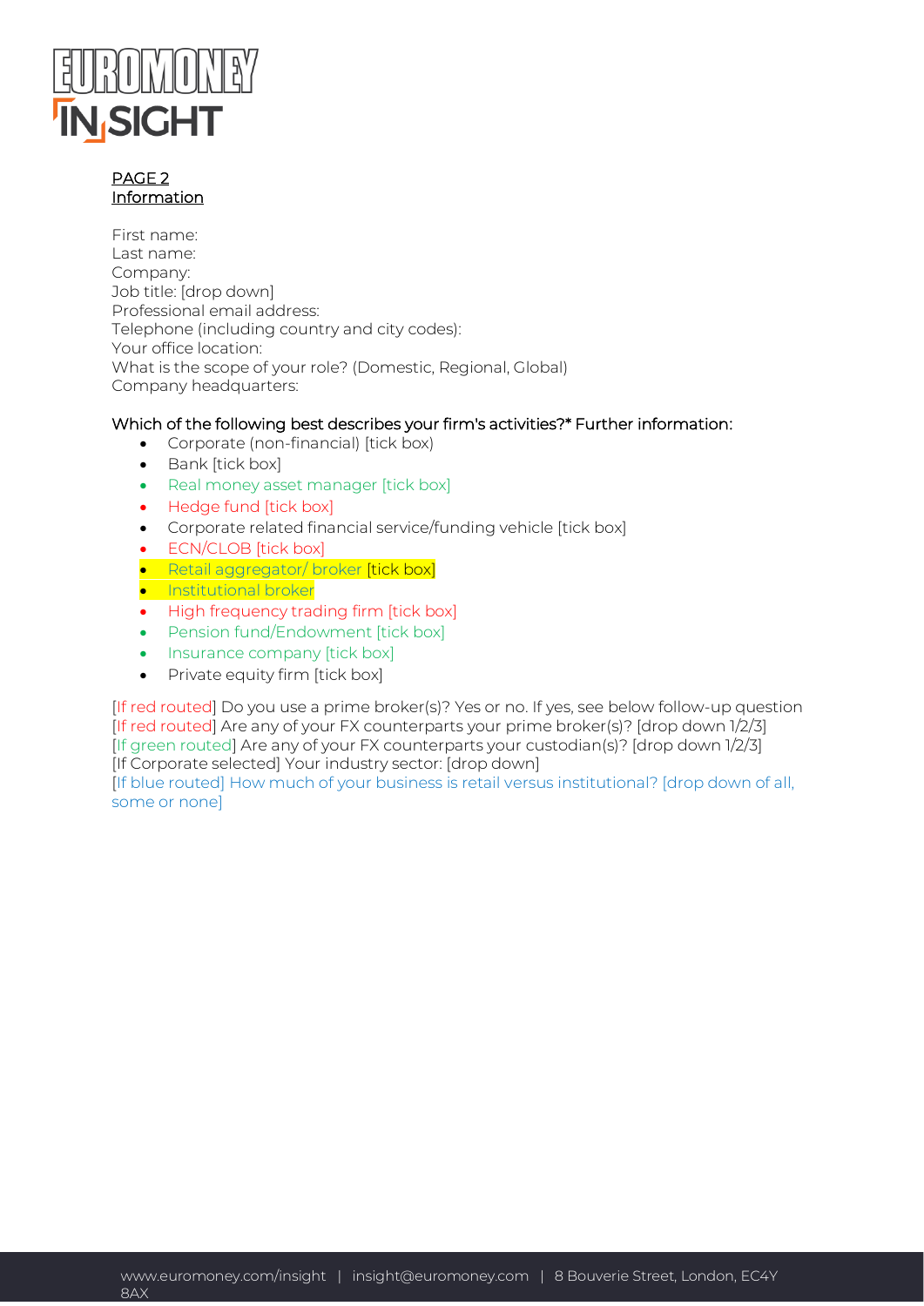PAGE 2
Information

First name:
Last name:
Company:
Job title: [drop down]
Professional email address:
Telephone (including country and city codes):
Your office location:
What is the scope of your role? (Domestic, Regional, Global)
Company headquarters:

Which of the following best describes your firm's activities?* Further information:

- Corporate (non-financial) [tick box]
- Bank [tick box]
- Real money asset manager [tick box]
- Hedge fund [tick box]
- Corporate related financial service/funding vehicle [tick box]
- ECN/CLOB [tick box]
- Retail aggregator/ broker [tick box]
- Institutional broker
- High frequency trading firm [tick box]
- Pension fund/Endowment [tick box]
- Insurance company [tick box]
- Private equity firm [tick box]

[If red routed] Do you use a prime broker(s)? Yes or no. If yes, see below follow-up question
[If red routed] Are any of your FX counterparts your prime broker(s)? [drop down 1/2/3]
[If green routed] Are any of your FX counterparts your custodian(s)? [drop down 1/2/3]
[If Corporate selected] Your industry sector: [drop down]
[If blue routed] How much of your business is retail versus institutional? [drop down of all, some or none]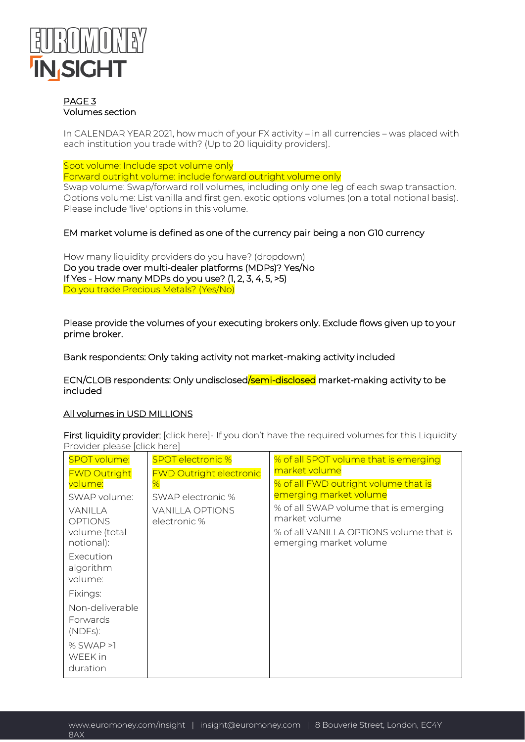PAGE 3
Volumes section

In CALENDAR YEAR 2021, how much of your FX activity – in all currencies – was placed with each institution you trade with? (Up to 20 liquidity providers).

Spot volume: Include spot volume only
Forward outright volume: include forward outright volume only
Swap volume: Swap/forward roll volumes, including only one leg of each swap transaction.
Options volume: List vanilla and first gen. exotic options volumes (on a total notional basis). Please include 'live' options in this volume.

EM market volume is defined as one of the currency pair being a non G10 currency

How many liquidity providers do you have? (dropdown)
Do you trade over multi-dealer platforms (MDPs)? Yes/No
If Yes - How many MDPs do you use? (1, 2, 3, 4, 5, >5)
Do you trade Precious Metals? (Yes/No)

Please provide the volumes of your executing brokers only. Exclude flows given up to your prime broker.

Bank respondents: Only taking activity not market-making activity included

ECN/CLOB respondents: Only undisclosed/semi-disclosed market-making activity to be included

All volumes in USD MILLIONS

**First liquidity provider:** [click here]- If you don't have the required volumes for this Liquidity Provider please [click here]

| | | |
|---|---|---|
| SPOT volume:<br>FWD Outright volume:<br>SWAP volume:<br>VANILLA OPTIONS volume (total notional):<br>Execution algorithm volume:<br>Fixings:<br>Non-deliverable Forwards (NDFs):<br>% SWAP >1 WEEK in duration | SPOT electronic %<br>FWD Outright electronic %<br>SWAP electronic %<br>VANILLA OPTIONS electronic % | % of all SPOT volume that is emerging market volume<br>% of all FWD outright volume that is emerging market volume<br>% of all SWAP volume that is emerging market volume<br>% of all VANILLA OPTIONS volume that is emerging market volume |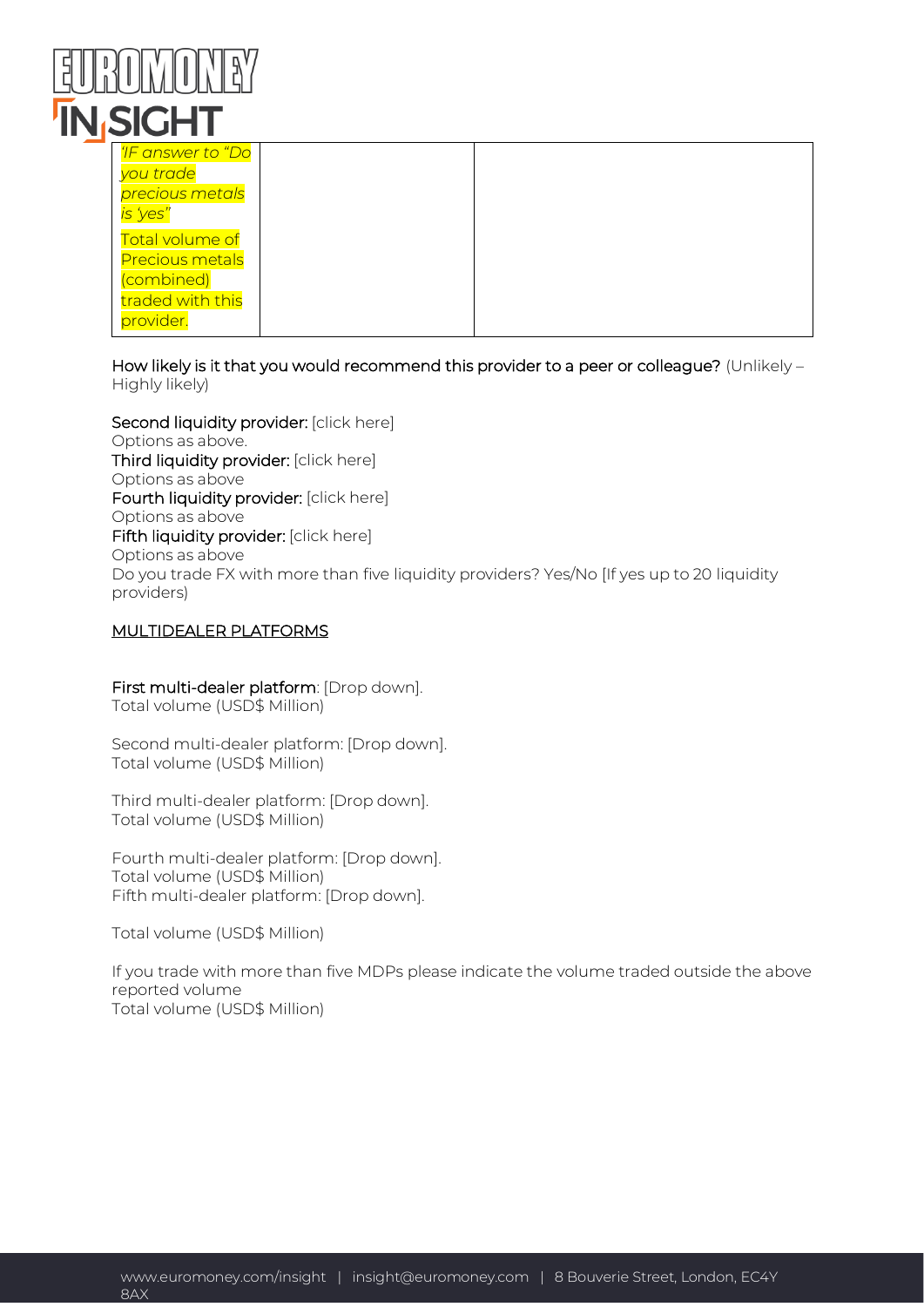| | | |
|---|---|---|
| *'IF answer to "Do you trade precious metals is 'yes"* Total volume of Precious metals (combined) traded with this provider. | | |

How likely is it that you would recommend this provider to a peer or colleague? (Unlikely – Highly likely)

Second liquidity provider: [click here]
Options as above.
Third liquidity provider: [click here]
Options as above
Fourth liquidity provider: [click here]
Options as above
Fifth liquidity provider: [click here]
Options as above
Do you trade FX with more than five liquidity providers? Yes/No [If yes up to 20 liquidity providers)

MULTIDEALER PLATFORMS

First multi-dealer platform: [Drop down].
Total volume (USD$ Million)

Second multi-dealer platform: [Drop down].
Total volume (USD$ Million)

Third multi-dealer platform: [Drop down].
Total volume (USD$ Million)

Fourth multi-dealer platform: [Drop down].
Total volume (USD$ Million)
Fifth multi-dealer platform: [Drop down].

Total volume (USD$ Million)

If you trade with more than five MDPs please indicate the volume traded outside the above reported volume
Total volume (USD$ Million)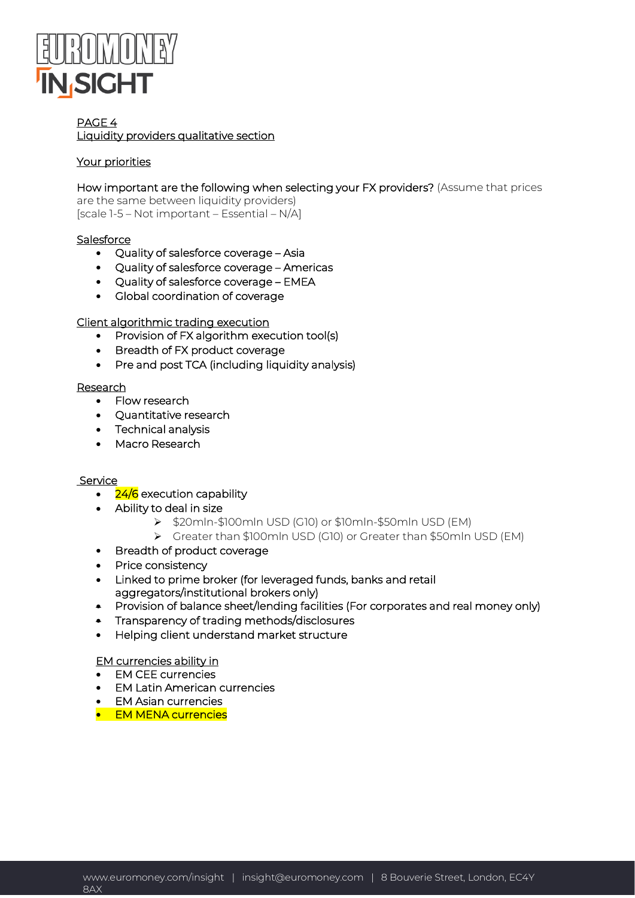PAGE 4

Liquidity providers qualitative section

Your priorities

How important are the following when selecting your FX providers? (Assume that prices are the same between liquidity providers)
[scale 1-5 – Not important – Essential – N/A]

Salesforce

- Quality of salesforce coverage – Asia
- Quality of salesforce coverage – Americas
- Quality of salesforce coverage – EMEA
- Global coordination of coverage

Client algorithmic trading execution

- Provision of FX algorithm execution tool(s)
- Breadth of FX product coverage
- Pre and post TCA (including liquidity analysis)

Research

- Flow research
- Quantitative research
- Technical analysis
- Macro Research

Service

- 24/6 execution capability
- Ability to deal in size
  - $20mln-$100mln USD (G10) or $10mln-$50mln USD (EM)
  - Greater than $100mln USD (G10) or Greater than $50mln USD (EM)
- Breadth of product coverage
- Price consistency
- Linked to prime broker (for leveraged funds, banks and retail aggregators/institutional brokers only)
- Provision of balance sheet/lending facilities (For corporates and real money only)
- Transparency of trading methods/disclosures
- Helping client understand market structure

EM currencies ability in

- EM CEE currencies
- EM Latin American currencies
- EM Asian currencies
- EM MENA currencies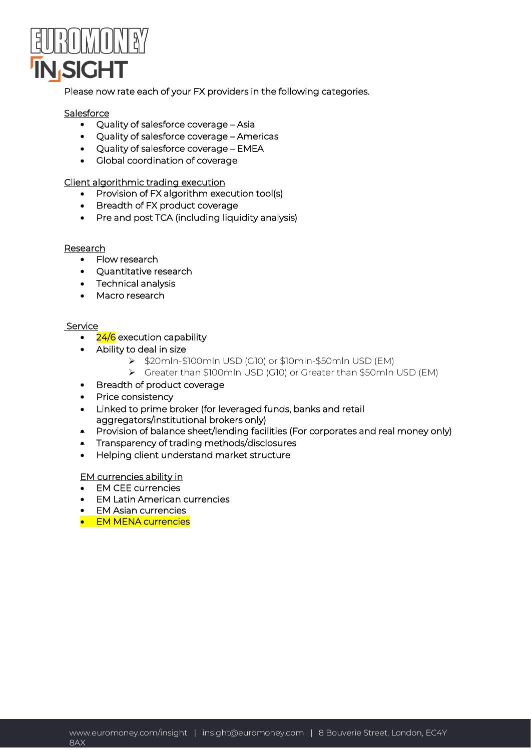Please now rate each of your FX providers in the following categories.

Salesforce

- Quality of salesforce coverage – Asia
- Quality of salesforce coverage – Americas
- Quality of salesforce coverage – EMEA
- Global coordination of coverage

Client algorithmic trading execution

- Provision of FX algorithm execution tool(s)
- Breadth of FX product coverage
- Pre and post TCA (including liquidity analysis)

Research

- Flow research
- Quantitative research
- Technical analysis
- Macro research

Service

- 24/6 execution capability
- Ability to deal in size
  - $20mln-$100mln USD (G10) or $10mln-$50mln USD (EM)
  - Greater than $100mln USD (G10) or Greater than $50mln USD (EM)
- Breadth of product coverage
- Price consistency
- Linked to prime broker (for leveraged funds, banks and retail aggregators/institutional brokers only)
- Provision of balance sheet/lending facilities (For corporates and real money only)
- Transparency of trading methods/disclosures
- Helping client understand market structure

EM currencies ability in

- EM CEE currencies
- EM Latin American currencies
- EM Asian currencies
- EM MENA currencies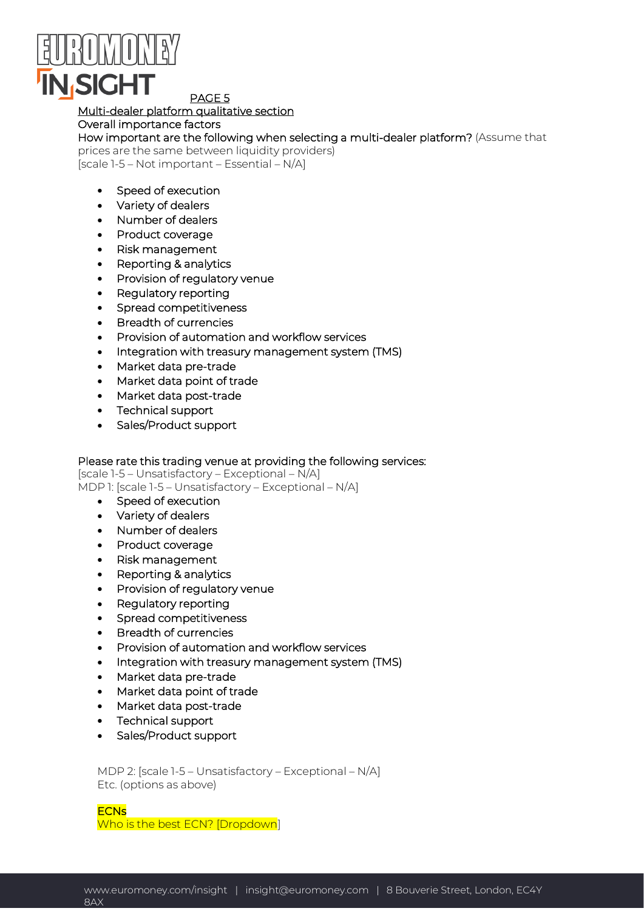PAGE 5

Multi-dealer platform qualitative section

Overall importance factors

How important are the following when selecting a multi-dealer platform? (Assume that prices are the same between liquidity providers)
[scale 1-5 – Not important – Essential – N/A]

- Speed of execution
- Variety of dealers
- Number of dealers
- Product coverage
- Risk management
- Reporting & analytics
- Provision of regulatory venue
- Regulatory reporting
- Spread competitiveness
- Breadth of currencies
- Provision of automation and workflow services
- Integration with treasury management system (TMS)
- Market data pre-trade
- Market data point of trade
- Market data post-trade
- Technical support
- Sales/Product support

Please rate this trading venue at providing the following services:
[scale 1-5 – Unsatisfactory – Exceptional – N/A]
MDP 1: [scale 1-5 – Unsatisfactory – Exceptional – N/A]

- Speed of execution
- Variety of dealers
- Number of dealers
- Product coverage
- Risk management
- Reporting & analytics
- Provision of regulatory venue
- Regulatory reporting
- Spread competitiveness
- Breadth of currencies
- Provision of automation and workflow services
- Integration with treasury management system (TMS)
- Market data pre-trade
- Market data point of trade
- Market data post-trade
- Technical support
- Sales/Product support

MDP 2: [scale 1-5 – Unsatisfactory – Exceptional – N/A]
Etc. (options as above)

ECNs
Who is the best ECN? [Dropdown]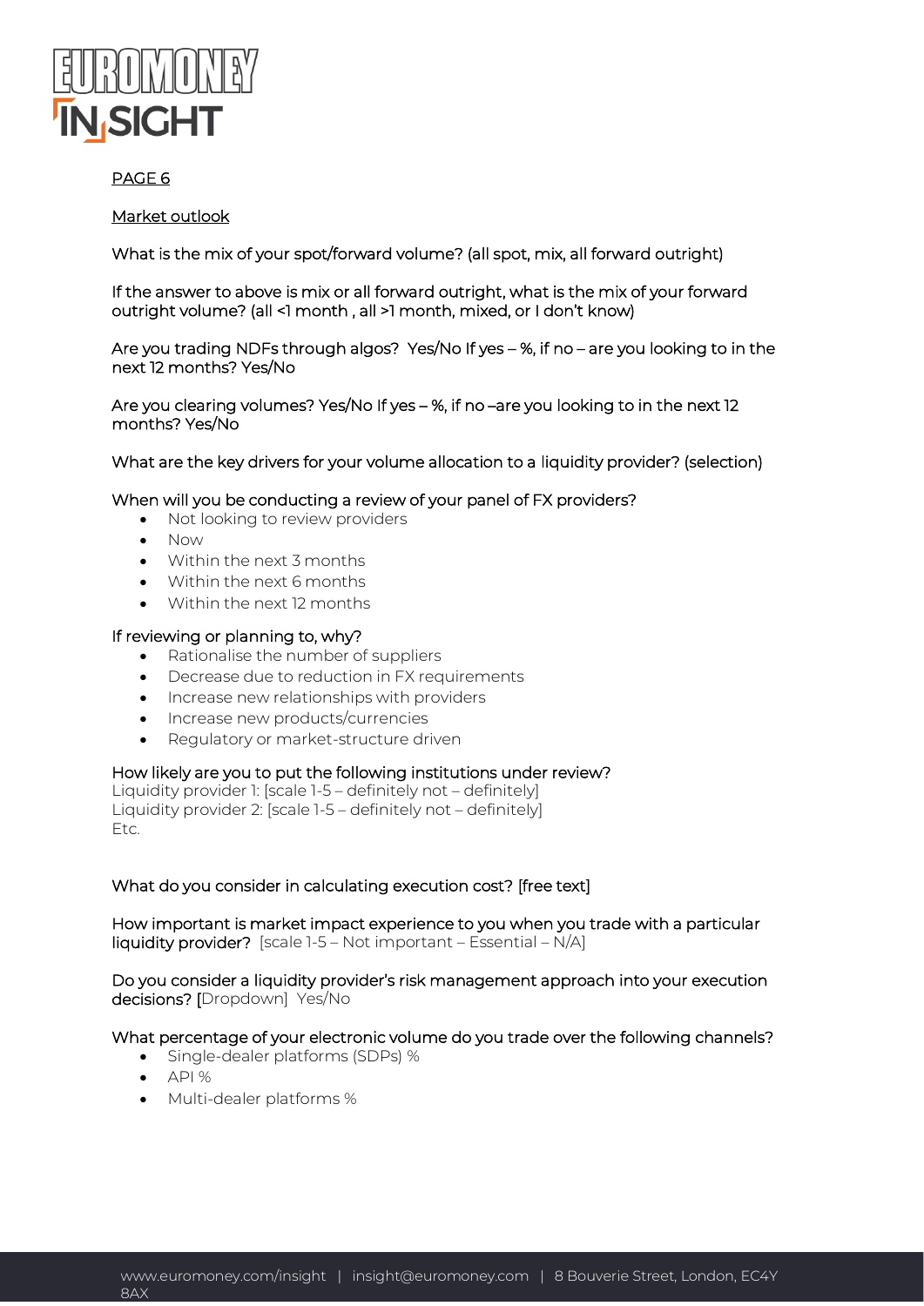PAGE 6

Market outlook

What is the mix of your spot/forward volume? (all spot, mix, all forward outright)

If the answer to above is mix or all forward outright, what is the mix of your forward outright volume? (all <1 month , all >1 month, mixed, or I don't know)

Are you trading NDFs through algos? Yes/No If yes – %, if no – are you looking to in the next 12 months? Yes/No

Are you clearing volumes? Yes/No If yes – %, if no –are you looking to in the next 12 months? Yes/No

What are the key drivers for your volume allocation to a liquidity provider? (selection)

When will you be conducting a review of your panel of FX providers?

- Not looking to review providers
- Now
- Within the next 3 months
- Within the next 6 months
- Within the next 12 months

If reviewing or planning to, why?

- Rationalise the number of suppliers
- Decrease due to reduction in FX requirements
- Increase new relationships with providers
- Increase new products/currencies
- Regulatory or market-structure driven

How likely are you to put the following institutions under review?
Liquidity provider 1: [scale 1-5 – definitely not – definitely]
Liquidity provider 2: [scale 1-5 – definitely not – definitely]
Etc.

What do you consider in calculating execution cost? [free text]

How important is market impact experience to you when you trade with a particular liquidity provider? [scale 1-5 – Not important – Essential – N/A]

Do you consider a liquidity provider's risk management approach into your execution decisions? [Dropdown] Yes/No

What percentage of your electronic volume do you trade over the following channels?

- Single-dealer platforms (SDPs) %
- API %
- Multi-dealer platforms %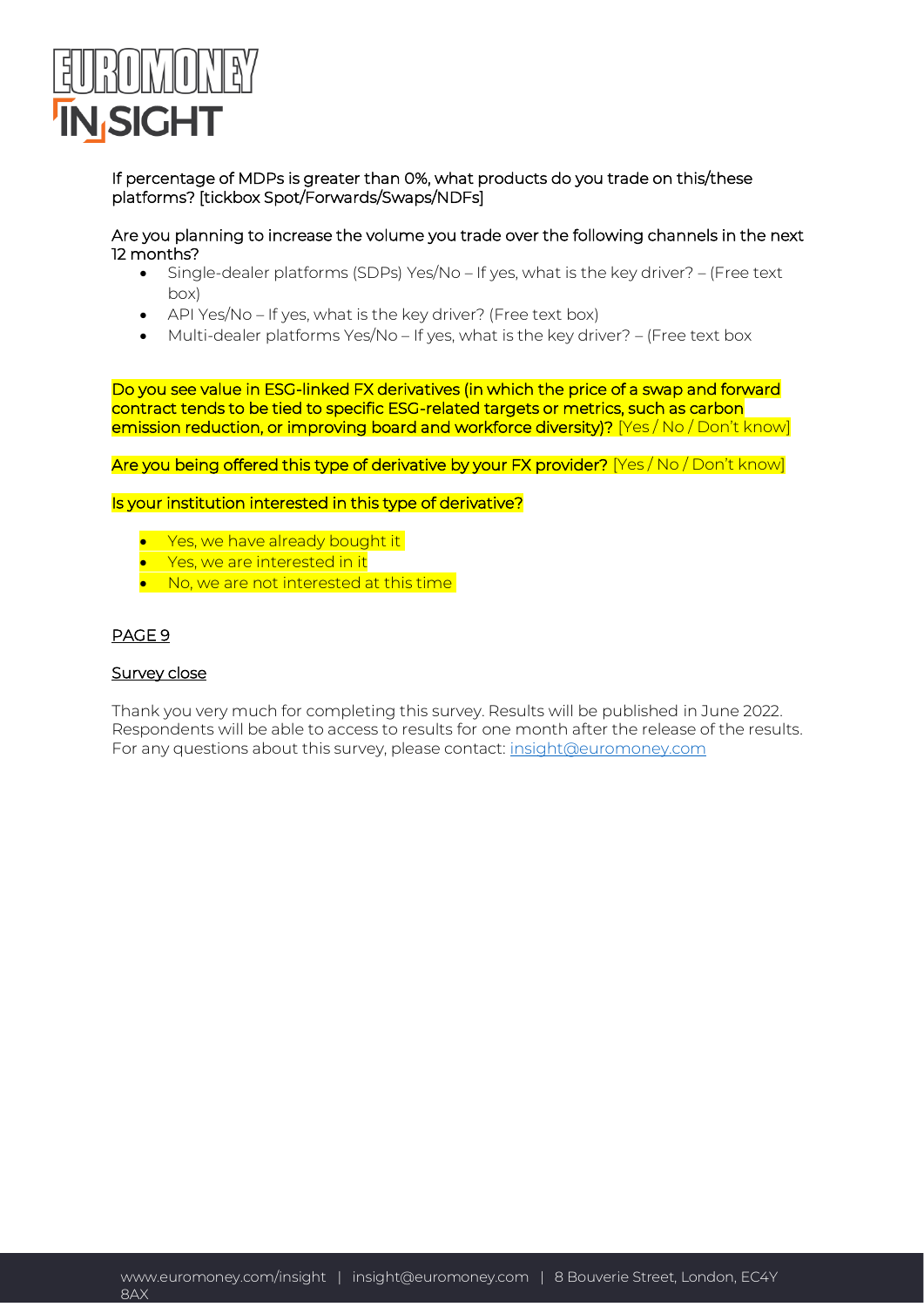If percentage of MDPs is greater than 0%, what products do you trade on this/these platforms? [tickbox Spot/Forwards/Swaps/NDFs]

Are you planning to increase the volume you trade over the following channels in the next 12 months?

- Single-dealer platforms (SDPs) Yes/No – If yes, what is the key driver? – (Free text box)
- API Yes/No – If yes, what is the key driver? (Free text box)
- Multi-dealer platforms Yes/No – If yes, what is the key driver? – (Free text box

Do you see value in ESG-linked FX derivatives (in which the price of a swap and forward contract tends to be tied to specific ESG-related targets or metrics, such as carbon emission reduction, or improving board and workforce diversity)? [Yes / No / Don't know]

Are you being offered this type of derivative by your FX provider? [Yes / No / Don't know]

Is your institution interested in this type of derivative?

- Yes, we have already bought it
- Yes, we are interested in it
- No, we are not interested at this time

PAGE 9

Survey close

Thank you very much for completing this survey. Results will be published in June 2022. Respondents will be able to access to results for one month after the release of the results. For any questions about this survey, please contact: insight@euromoney.com